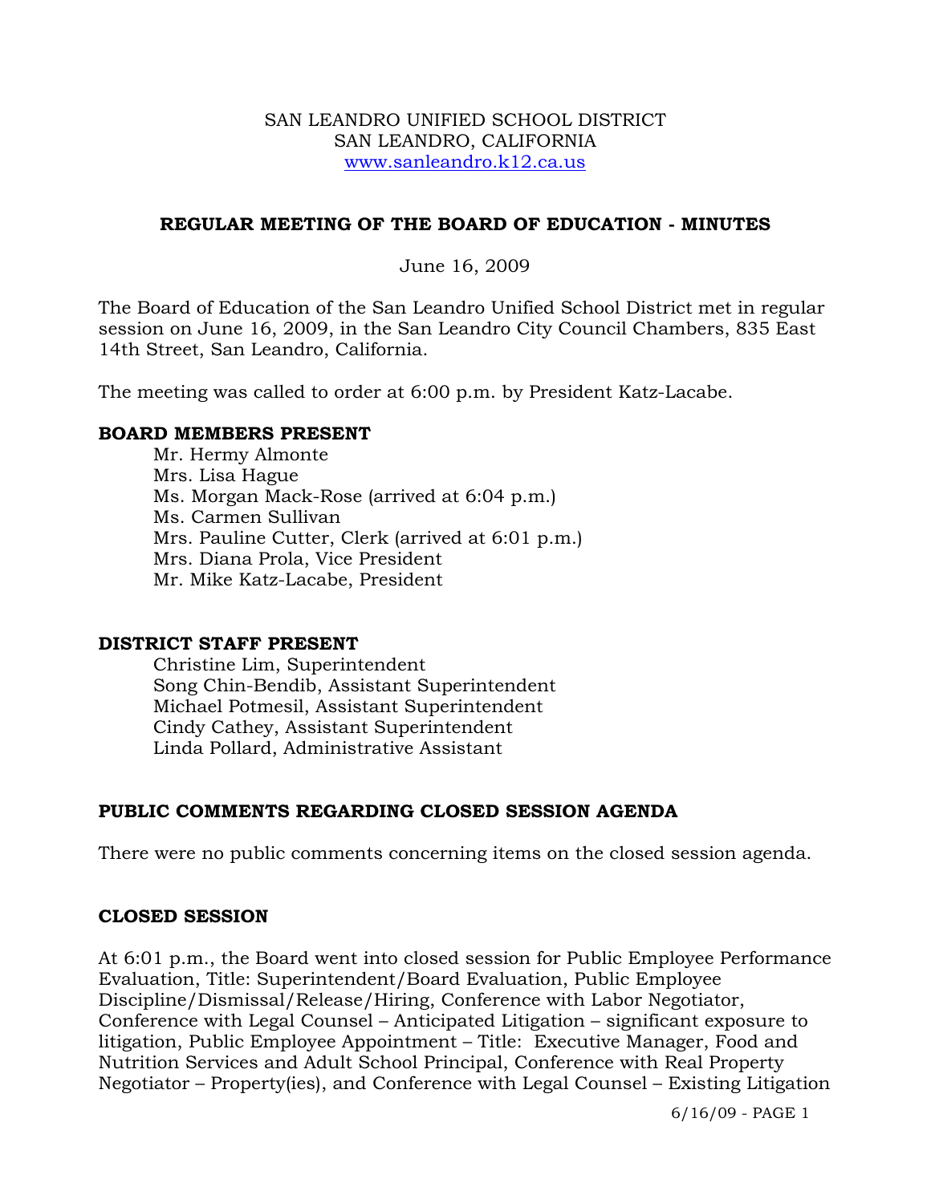SAN LEANDRO UNIFIED SCHOOL DISTRICT
SAN LEANDRO, CALIFORNIA
www.sanleandro.k12.ca.us

## REGULAR MEETING OF THE BOARD OF EDUCATION - MINUTES

June 16, 2009

The Board of Education of the San Leandro Unified School District met in regular session on June 16, 2009, in the San Leandro City Council Chambers, 835 East 14th Street, San Leandro, California.

The meeting was called to order at 6:00 p.m. by President Katz-Lacabe.

### BOARD MEMBERS PRESENT

Mr. Hermy Almonte
Mrs. Lisa Hague
Ms. Morgan Mack-Rose (arrived at 6:04 p.m.)
Ms. Carmen Sullivan
Mrs. Pauline Cutter, Clerk (arrived at 6:01 p.m.)
Mrs. Diana Prola, Vice President
Mr. Mike Katz-Lacabe, President

### DISTRICT STAFF PRESENT

Christine Lim, Superintendent
Song Chin-Bendib, Assistant Superintendent
Michael Potmesil, Assistant Superintendent
Cindy Cathey, Assistant Superintendent
Linda Pollard, Administrative Assistant

### PUBLIC COMMENTS REGARDING CLOSED SESSION AGENDA

There were no public comments concerning items on the closed session agenda.

### CLOSED SESSION

At 6:01 p.m., the Board went into closed session for Public Employee Performance Evaluation, Title: Superintendent/Board Evaluation, Public Employee Discipline/Dismissal/Release/Hiring, Conference with Labor Negotiator, Conference with Legal Counsel – Anticipated Litigation – significant exposure to litigation, Public Employee Appointment – Title: Executive Manager, Food and Nutrition Services and Adult School Principal, Conference with Real Property Negotiator – Property(ies), and Conference with Legal Counsel – Existing Litigation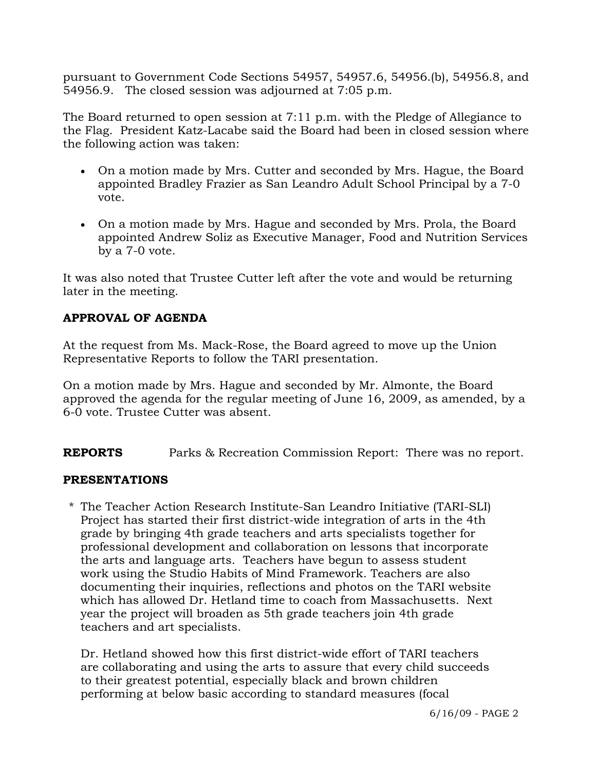pursuant to Government Code Sections 54957, 54957.6, 54956.(b), 54956.8, and 54956.9. The closed session was adjourned at 7:05 p.m.

The Board returned to open session at 7:11 p.m. with the Pledge of Allegiance to the Flag. President Katz-Lacabe said the Board had been in closed session where the following action was taken:

- On a motion made by Mrs. Cutter and seconded by Mrs. Hague, the Board appointed Bradley Frazier as San Leandro Adult School Principal by a 7-0 vote.
- On a motion made by Mrs. Hague and seconded by Mrs. Prola, the Board appointed Andrew Soliz as Executive Manager, Food and Nutrition Services by a 7-0 vote.

It was also noted that Trustee Cutter left after the vote and would be returning later in the meeting.

**APPROVAL OF AGENDA**

At the request from Ms. Mack-Rose, the Board agreed to move up the Union Representative Reports to follow the TARI presentation.

On a motion made by Mrs. Hague and seconded by Mr. Almonte, the Board approved the agenda for the regular meeting of June 16, 2009, as amended, by a 6-0 vote. Trustee Cutter was absent.

**REPORTS** Parks & Recreation Commission Report: There was no report.

**PRESENTATIONS**

\* The Teacher Action Research Institute-San Leandro Initiative (TARI-SLI) Project has started their first district-wide integration of arts in the 4th grade by bringing 4th grade teachers and arts specialists together for professional development and collaboration on lessons that incorporate the arts and language arts. Teachers have begun to assess student work using the Studio Habits of Mind Framework. Teachers are also documenting their inquiries, reflections and photos on the TARI website which has allowed Dr. Hetland time to coach from Massachusetts. Next year the project will broaden as 5th grade teachers join 4th grade teachers and art specialists.

Dr. Hetland showed how this first district-wide effort of TARI teachers are collaborating and using the arts to assure that every child succeeds to their greatest potential, especially black and brown children performing at below basic according to standard measures (focal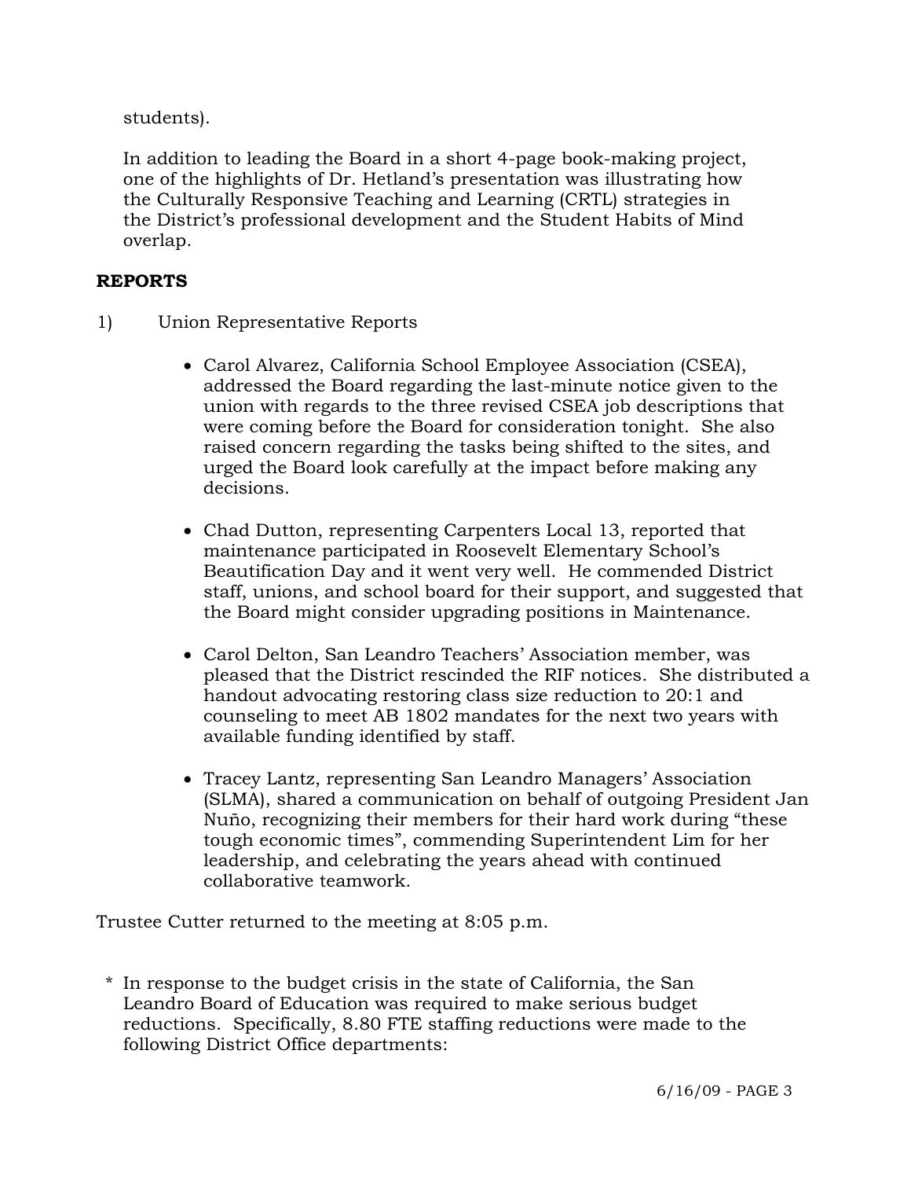students).

In addition to leading the Board in a short 4-page book-making project, one of the highlights of Dr. Hetland's presentation was illustrating how the Culturally Responsive Teaching and Learning (CRTL) strategies in the District's professional development and the Student Habits of Mind overlap.

## REPORTS

1) Union Representative Reports

- Carol Alvarez, California School Employee Association (CSEA), addressed the Board regarding the last-minute notice given to the union with regards to the three revised CSEA job descriptions that were coming before the Board for consideration tonight. She also raised concern regarding the tasks being shifted to the sites, and urged the Board look carefully at the impact before making any decisions.

- Chad Dutton, representing Carpenters Local 13, reported that maintenance participated in Roosevelt Elementary School's Beautification Day and it went very well. He commended District staff, unions, and school board for their support, and suggested that the Board might consider upgrading positions in Maintenance.

- Carol Delton, San Leandro Teachers' Association member, was pleased that the District rescinded the RIF notices. She distributed a handout advocating restoring class size reduction to 20:1 and counseling to meet AB 1802 mandates for the next two years with available funding identified by staff.

- Tracey Lantz, representing San Leandro Managers' Association (SLMA), shared a communication on behalf of outgoing President Jan Nuño, recognizing their members for their hard work during "these tough economic times", commending Superintendent Lim for her leadership, and celebrating the years ahead with continued collaborative teamwork.

Trustee Cutter returned to the meeting at 8:05 p.m.

\* In response to the budget crisis in the state of California, the San Leandro Board of Education was required to make serious budget reductions. Specifically, 8.80 FTE staffing reductions were made to the following District Office departments: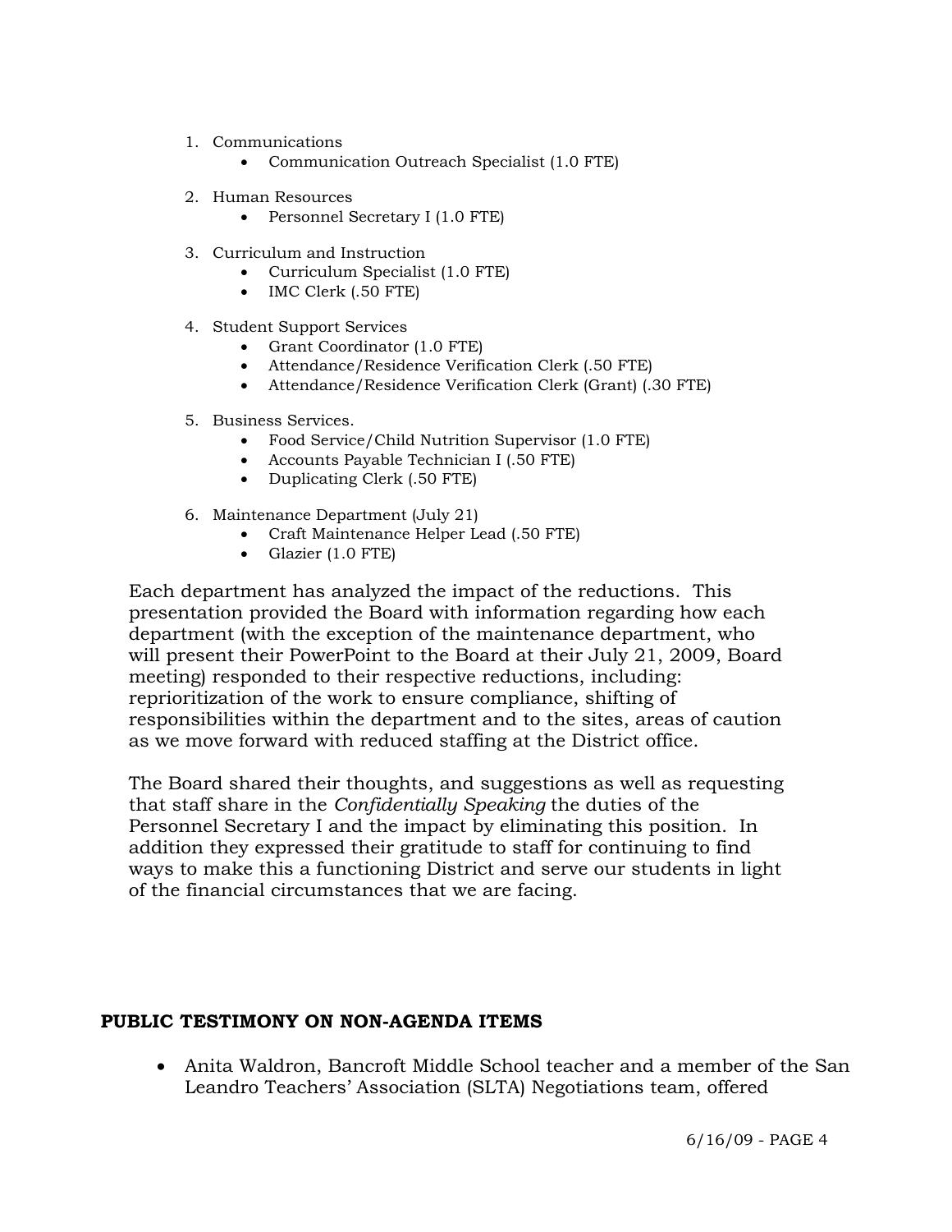1. Communications
    - Communication Outreach Specialist (1.0 FTE)

2. Human Resources
    - Personnel Secretary I (1.0 FTE)

3. Curriculum and Instruction
    - Curriculum Specialist (1.0 FTE)
    - IMC Clerk (.50 FTE)

4. Student Support Services
    - Grant Coordinator (1.0 FTE)
    - Attendance/Residence Verification Clerk (.50 FTE)
    - Attendance/Residence Verification Clerk (Grant) (.30 FTE)

5. Business Services.
    - Food Service/Child Nutrition Supervisor (1.0 FTE)
    - Accounts Payable Technician I (.50 FTE)
    - Duplicating Clerk (.50 FTE)

6. Maintenance Department (July 21)
    - Craft Maintenance Helper Lead (.50 FTE)
    - Glazier (1.0 FTE)

Each department has analyzed the impact of the reductions. This presentation provided the Board with information regarding how each department (with the exception of the maintenance department, who will present their PowerPoint to the Board at their July 21, 2009, Board meeting) responded to their respective reductions, including: reprioritization of the work to ensure compliance, shifting of responsibilities within the department and to the sites, areas of caution as we move forward with reduced staffing at the District office.

The Board shared their thoughts, and suggestions as well as requesting that staff share in the *Confidentially Speaking* the duties of the Personnel Secretary I and the impact by eliminating this position. In addition they expressed their gratitude to staff for continuing to find ways to make this a functioning District and serve our students in light of the financial circumstances that we are facing.

**PUBLIC TESTIMONY ON NON-AGENDA ITEMS**

- Anita Waldron, Bancroft Middle School teacher and a member of the San Leandro Teachers' Association (SLTA) Negotiations team, offered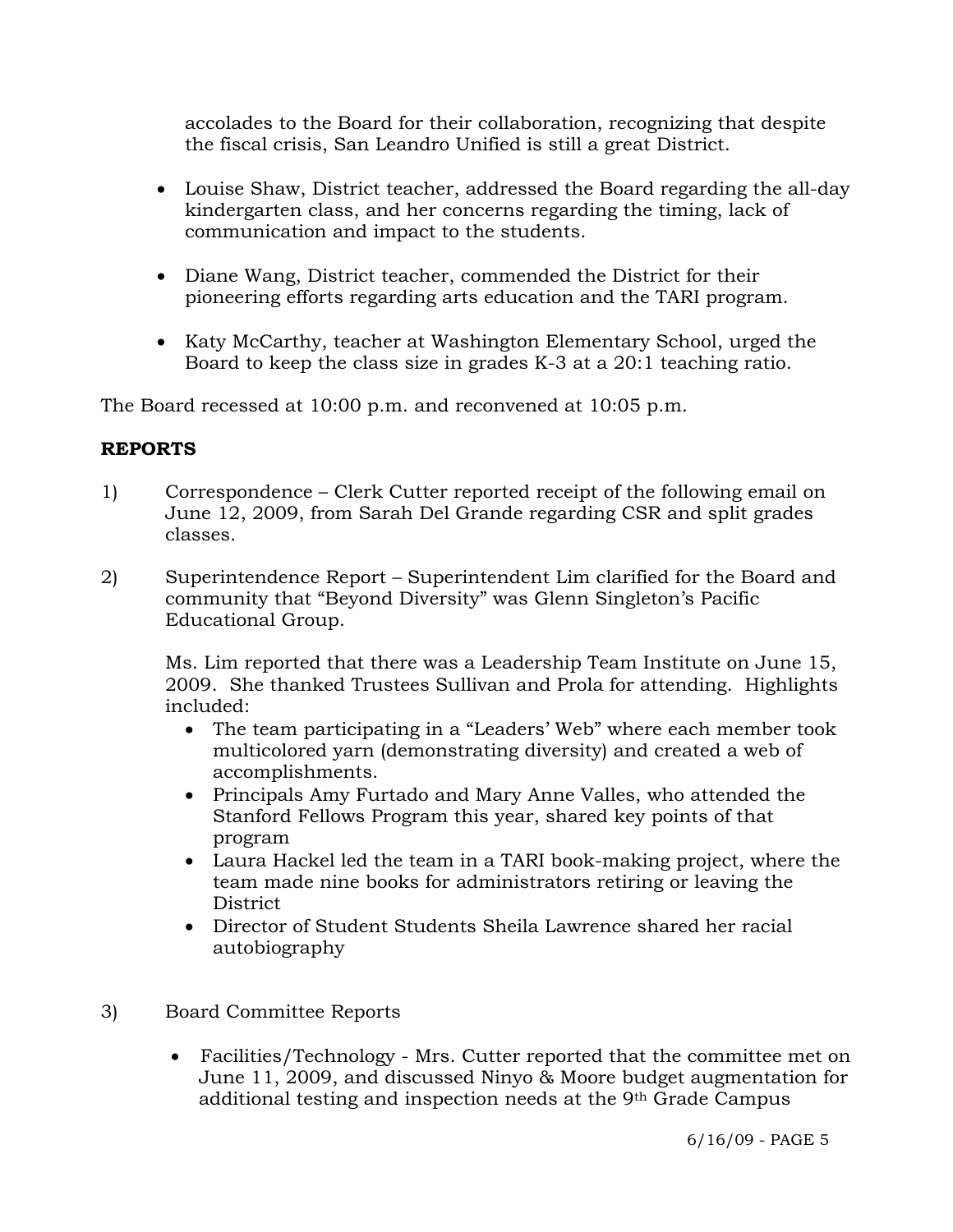accolades to the Board for their collaboration, recognizing that despite the fiscal crisis, San Leandro Unified is still a great District.

- Louise Shaw, District teacher, addressed the Board regarding the all-day kindergarten class, and her concerns regarding the timing, lack of communication and impact to the students.
- Diane Wang, District teacher, commended the District for their pioneering efforts regarding arts education and the TARI program.
- Katy McCarthy, teacher at Washington Elementary School, urged the Board to keep the class size in grades K-3 at a 20:1 teaching ratio.

The Board recessed at 10:00 p.m. and reconvened at 10:05 p.m.

**REPORTS**

1) Correspondence – Clerk Cutter reported receipt of the following email on June 12, 2009, from Sarah Del Grande regarding CSR and split grades classes.

2) Superintendence Report – Superintendent Lim clarified for the Board and community that "Beyond Diversity" was Glenn Singleton's Pacific Educational Group.

   Ms. Lim reported that there was a Leadership Team Institute on June 15, 2009. She thanked Trustees Sullivan and Prola for attending. Highlights included:

   - The team participating in a "Leaders' Web" where each member took multicolored yarn (demonstrating diversity) and created a web of accomplishments.
   - Principals Amy Furtado and Mary Anne Valles, who attended the Stanford Fellows Program this year, shared key points of that program
   - Laura Hackel led the team in a TARI book-making project, where the team made nine books for administrators retiring or leaving the District
   - Director of Student Students Sheila Lawrence shared her racial autobiography

3) Board Committee Reports

   - Facilities/Technology - Mrs. Cutter reported that the committee met on June 11, 2009, and discussed Ninyo & Moore budget augmentation for additional testing and inspection needs at the 9th Grade Campus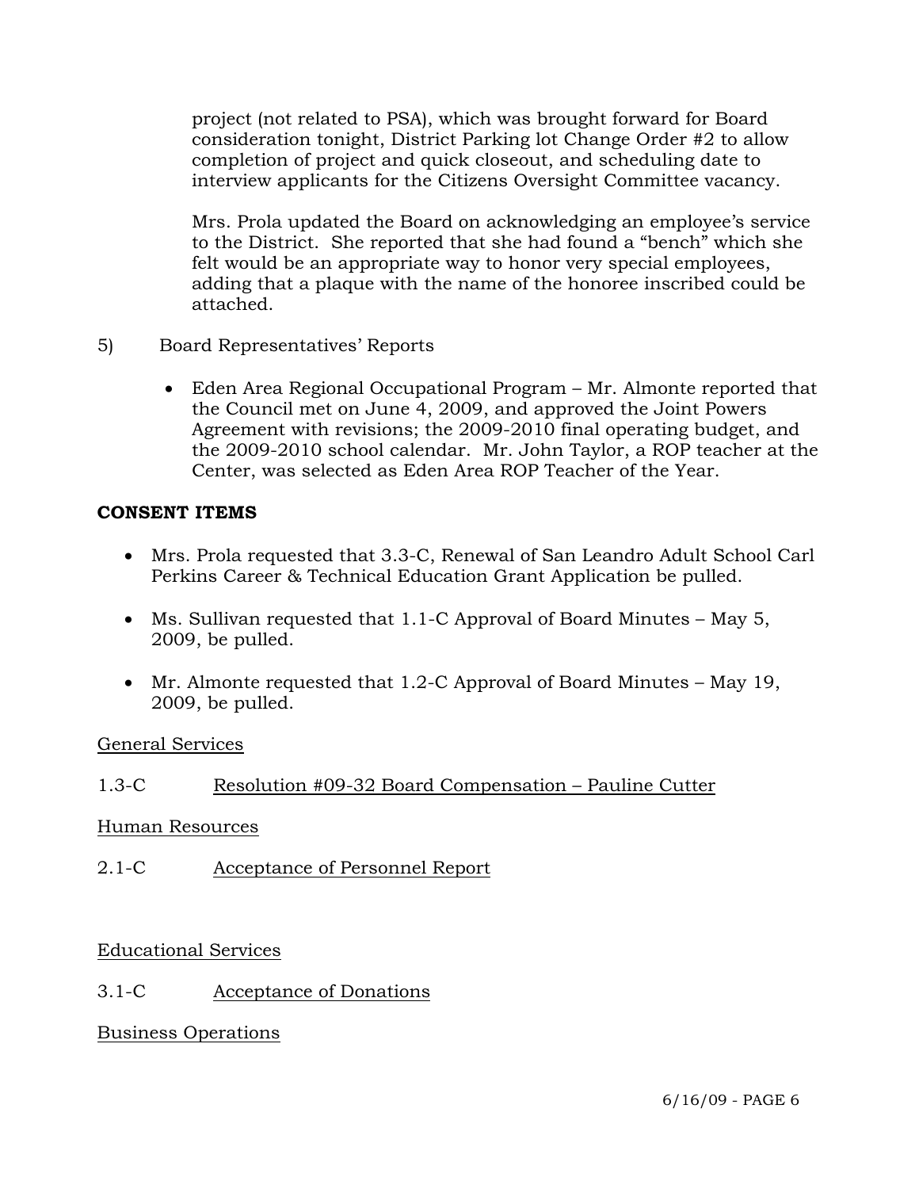project (not related to PSA), which was brought forward for Board consideration tonight, District Parking lot Change Order #2 to allow completion of project and quick closeout, and scheduling date to interview applicants for the Citizens Oversight Committee vacancy.

Mrs. Prola updated the Board on acknowledging an employee's service to the District. She reported that she had found a "bench" which she felt would be an appropriate way to honor very special employees, adding that a plaque with the name of the honoree inscribed could be attached.

5) Board Representatives' Reports

- Eden Area Regional Occupational Program – Mr. Almonte reported that the Council met on June 4, 2009, and approved the Joint Powers Agreement with revisions; the 2009-2010 final operating budget, and the 2009-2010 school calendar. Mr. John Taylor, a ROP teacher at the Center, was selected as Eden Area ROP Teacher of the Year.

**CONSENT ITEMS**

- Mrs. Prola requested that 3.3-C, Renewal of San Leandro Adult School Carl Perkins Career & Technical Education Grant Application be pulled.
- Ms. Sullivan requested that 1.1-C Approval of Board Minutes – May 5, 2009, be pulled.
- Mr. Almonte requested that 1.2-C Approval of Board Minutes – May 19, 2009, be pulled.

<u>General Services</u>

1.3-C <u>Resolution #09-32 Board Compensation – Pauline Cutter</u>

<u>Human Resources</u>

2.1-C <u>Acceptance of Personnel Report</u>

<u>Educational Services</u>

3.1-C <u>Acceptance of Donations</u>

<u>Business Operations</u>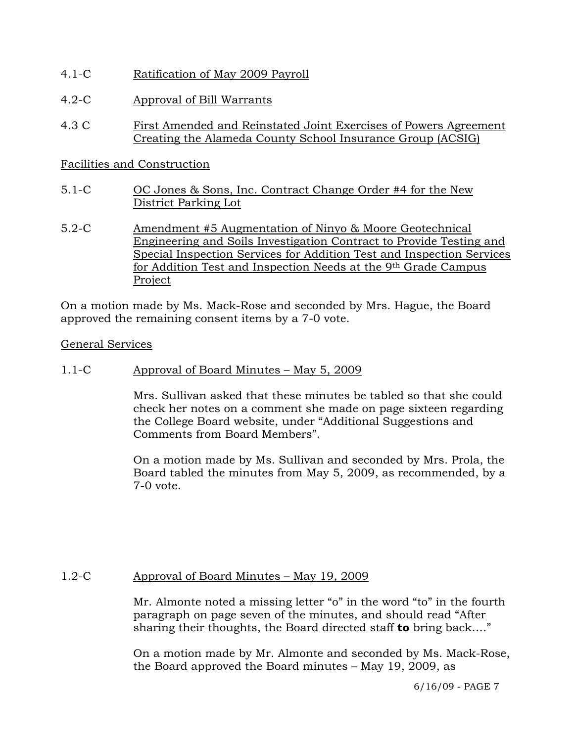4.1-C Ratification of May 2009 Payroll

4.2-C Approval of Bill Warrants

4.3 C First Amended and Reinstated Joint Exercises of Powers Agreement Creating the Alameda County School Insurance Group (ACSIG)

Facilities and Construction

5.1-C OC Jones & Sons, Inc. Contract Change Order #4 for the New District Parking Lot

5.2-C Amendment #5 Augmentation of Ninyo & Moore Geotechnical Engineering and Soils Investigation Contract to Provide Testing and Special Inspection Services for Addition Test and Inspection Services for Addition Test and Inspection Needs at the 9th Grade Campus Project

On a motion made by Ms. Mack-Rose and seconded by Mrs. Hague, the Board approved the remaining consent items by a 7-0 vote.

General Services

1.1-C Approval of Board Minutes – May 5, 2009

Mrs. Sullivan asked that these minutes be tabled so that she could check her notes on a comment she made on page sixteen regarding the College Board website, under "Additional Suggestions and Comments from Board Members".

On a motion made by Ms. Sullivan and seconded by Mrs. Prola, the Board tabled the minutes from May 5, 2009, as recommended, by a 7-0 vote.

1.2-C Approval of Board Minutes – May 19, 2009

Mr. Almonte noted a missing letter "o" in the word "to" in the fourth paragraph on page seven of the minutes, and should read "After sharing their thoughts, the Board directed staff **to** bring back…."

On a motion made by Mr. Almonte and seconded by Ms. Mack-Rose, the Board approved the Board minutes – May 19, 2009, as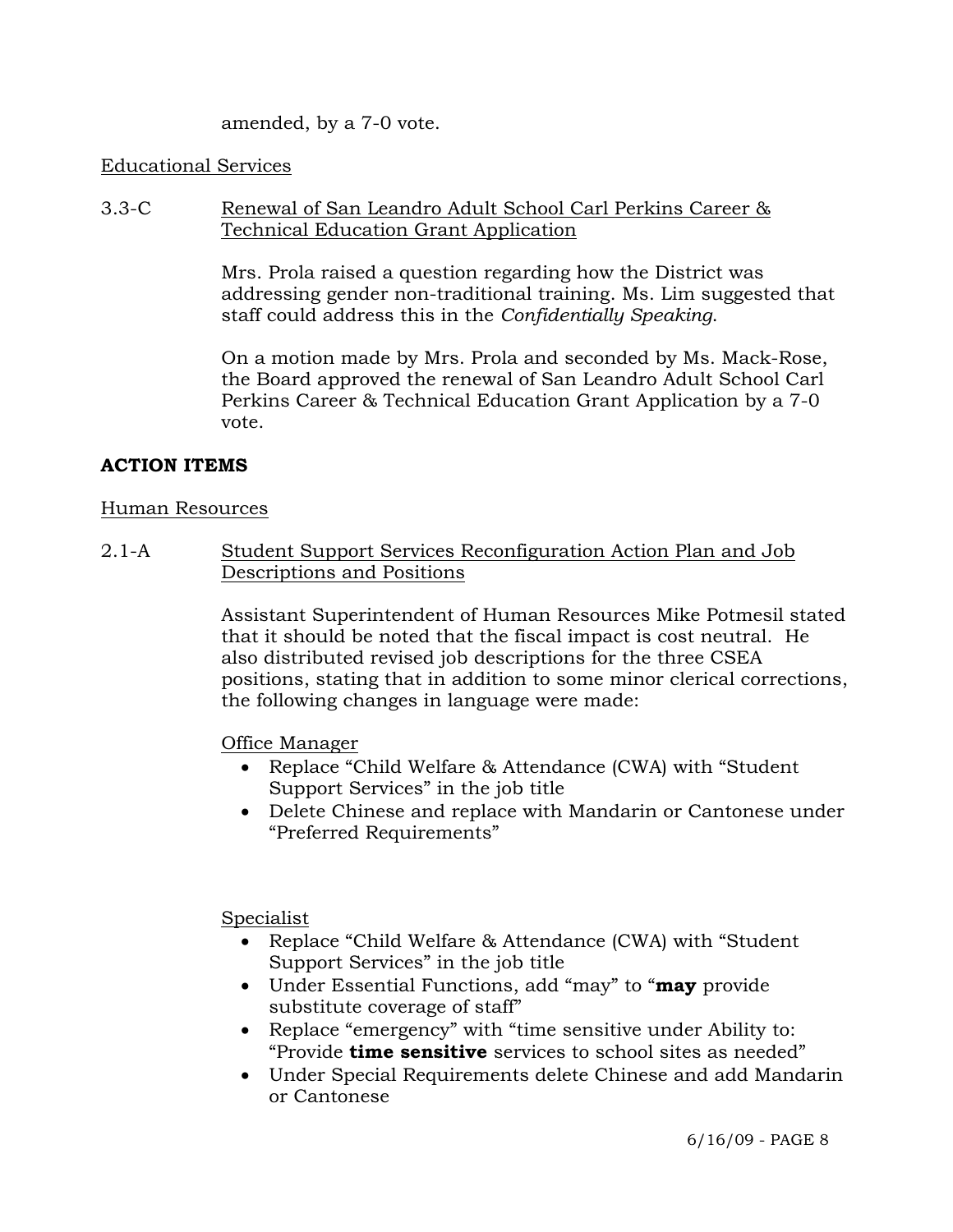amended, by a 7-0 vote.

Educational Services

3.3-C Renewal of San Leandro Adult School Carl Perkins Career & Technical Education Grant Application

Mrs. Prola raised a question regarding how the District was addressing gender non-traditional training. Ms. Lim suggested that staff could address this in the *Confidentially Speaking*.

On a motion made by Mrs. Prola and seconded by Ms. Mack-Rose, the Board approved the renewal of San Leandro Adult School Carl Perkins Career & Technical Education Grant Application by a 7-0 vote.

**ACTION ITEMS**

Human Resources

2.1-A Student Support Services Reconfiguration Action Plan and Job Descriptions and Positions

Assistant Superintendent of Human Resources Mike Potmesil stated that it should be noted that the fiscal impact is cost neutral. He also distributed revised job descriptions for the three CSEA positions, stating that in addition to some minor clerical corrections, the following changes in language were made:

Office Manager

- Replace "Child Welfare & Attendance (CWA) with "Student Support Services" in the job title
- Delete Chinese and replace with Mandarin or Cantonese under "Preferred Requirements"

Specialist

- Replace "Child Welfare & Attendance (CWA) with "Student Support Services" in the job title
- Under Essential Functions, add "may" to "**may** provide substitute coverage of staff"
- Replace "emergency" with "time sensitive under Ability to: "Provide **time sensitive** services to school sites as needed"
- Under Special Requirements delete Chinese and add Mandarin or Cantonese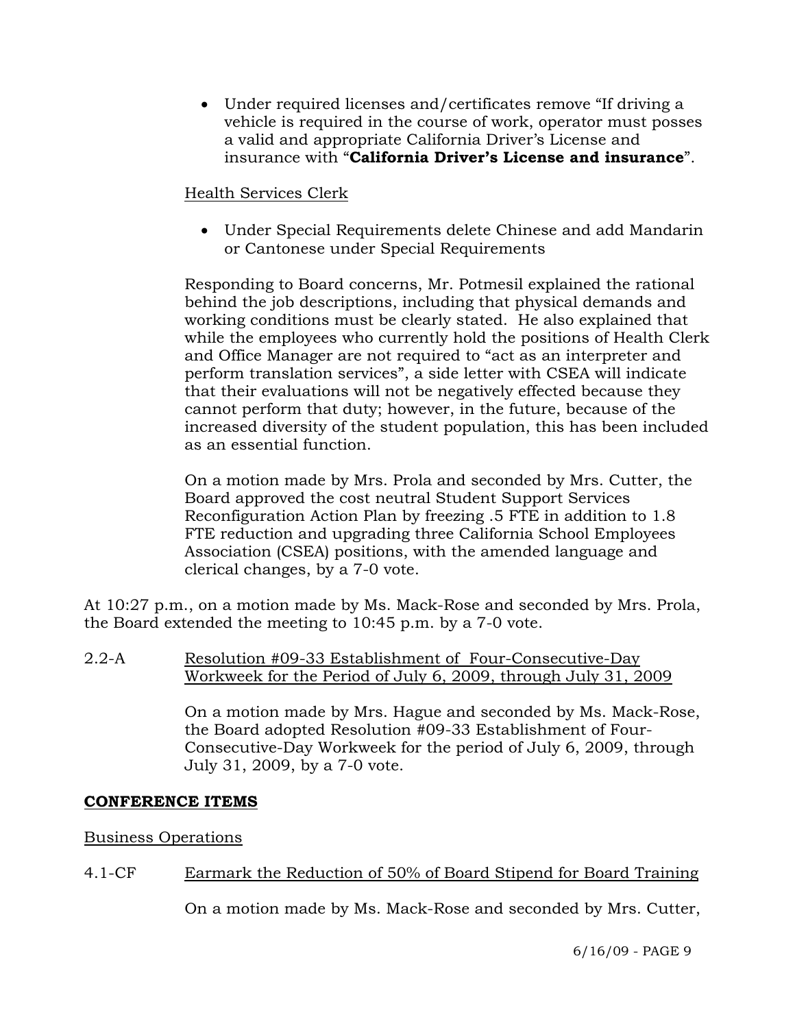- Under required licenses/certificates remove "If driving a vehicle is required in the course of work, operator must posses a valid and appropriate California Driver's License and insurance with "**California Driver's License and insurance**".

Health Services Clerk

- Under Special Requirements delete Chinese and add Mandarin or Cantonese under Special Requirements

Responding to Board concerns, Mr. Potmesil explained the rational behind the job descriptions, including that physical demands and working conditions must be clearly stated. He also explained that while the employees who currently hold the positions of Health Clerk and Office Manager are not required to "act as an interpreter and perform translation services", a side letter with CSEA will indicate that their evaluations will not be negatively effected because they cannot perform that duty; however, in the future, because of the increased diversity of the student population, this has been included as an essential function.

On a motion made by Mrs. Prola and seconded by Mrs. Cutter, the Board approved the cost neutral Student Support Services Reconfiguration Action Plan by freezing .5 FTE in addition to 1.8 FTE reduction and upgrading three California School Employees Association (CSEA) positions, with the amended language and clerical changes, by a 7-0 vote.

At 10:27 p.m., on a motion made by Ms. Mack-Rose and seconded by Mrs. Prola, the Board extended the meeting to 10:45 p.m. by a 7-0 vote.

2.2-A Resolution #09-33 Establishment of Four-Consecutive-Day Workweek for the Period of July 6, 2009, through July 31, 2009

On a motion made by Mrs. Hague and seconded by Ms. Mack-Rose, the Board adopted Resolution #09-33 Establishment of Four-Consecutive-Day Workweek for the period of July 6, 2009, through July 31, 2009, by a 7-0 vote.

**CONFERENCE ITEMS**

Business Operations

4.1-CF Earmark the Reduction of 50% of Board Stipend for Board Training

On a motion made by Ms. Mack-Rose and seconded by Mrs. Cutter,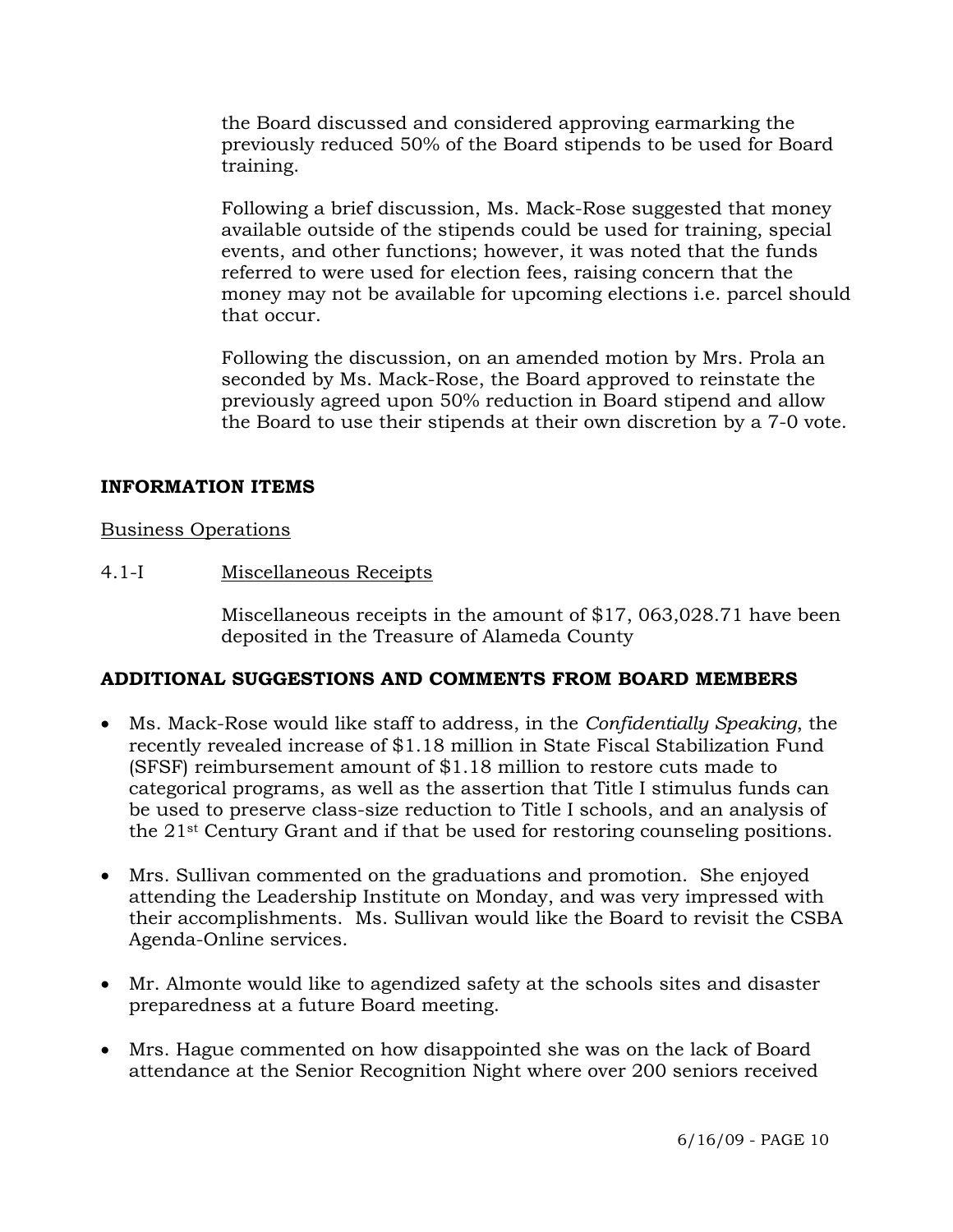the Board discussed and considered approving earmarking the previously reduced 50% of the Board stipends to be used for Board training.

Following a brief discussion, Ms. Mack-Rose suggested that money available outside of the stipends could be used for training, special events, and other functions; however, it was noted that the funds referred to were used for election fees, raising concern that the money may not be available for upcoming elections i.e. parcel should that occur.

Following the discussion, on an amended motion by Mrs. Prola an seconded by Ms. Mack-Rose, the Board approved to reinstate the previously agreed upon 50% reduction in Board stipend and allow the Board to use their stipends at their own discretion by a 7-0 vote.

**INFORMATION ITEMS**

Business Operations

4.1-I Miscellaneous Receipts

Miscellaneous receipts in the amount of $17, 063,028.71 have been deposited in the Treasure of Alameda County

**ADDITIONAL SUGGESTIONS AND COMMENTS FROM BOARD MEMBERS**

- Ms. Mack-Rose would like staff to address, in the *Confidentially Speaking*, the recently revealed increase of $1.18 million in State Fiscal Stabilization Fund (SFSF) reimbursement amount of $1.18 million to restore cuts made to categorical programs, as well as the assertion that Title I stimulus funds can be used to preserve class-size reduction to Title I schools, and an analysis of the 21st Century Grant and if that be used for restoring counseling positions.

- Mrs. Sullivan commented on the graduations and promotion. She enjoyed attending the Leadership Institute on Monday, and was very impressed with their accomplishments. Ms. Sullivan would like the Board to revisit the CSBA Agenda-Online services.

- Mr. Almonte would like to agendized safety at the schools sites and disaster preparedness at a future Board meeting.

- Mrs. Hague commented on how disappointed she was on the lack of Board attendance at the Senior Recognition Night where over 200 seniors received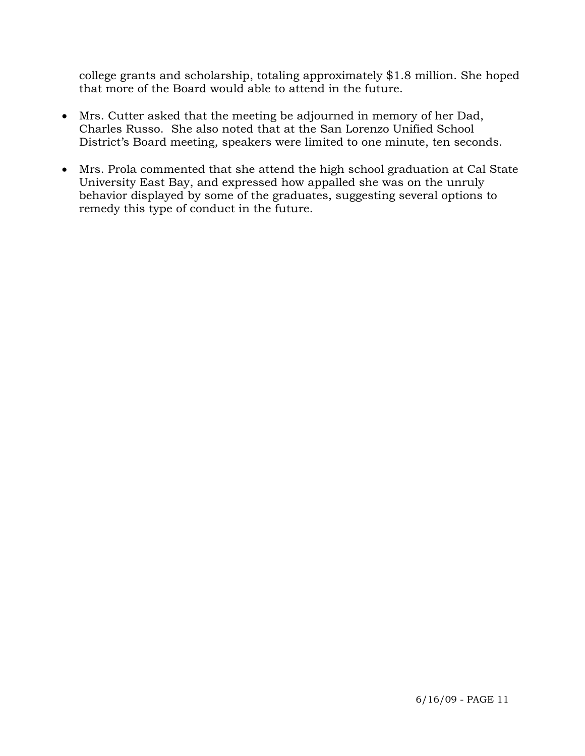college grants and scholarship, totaling approximately $1.8 million. She hoped that more of the Board would able to attend in the future.

- Mrs. Cutter asked that the meeting be adjourned in memory of her Dad, Charles Russo. She also noted that at the San Lorenzo Unified School District's Board meeting, speakers were limited to one minute, ten seconds.

- Mrs. Prola commented that she attend the high school graduation at Cal State University East Bay, and expressed how appalled she was on the unruly behavior displayed by some of the graduates, suggesting several options to remedy this type of conduct in the future.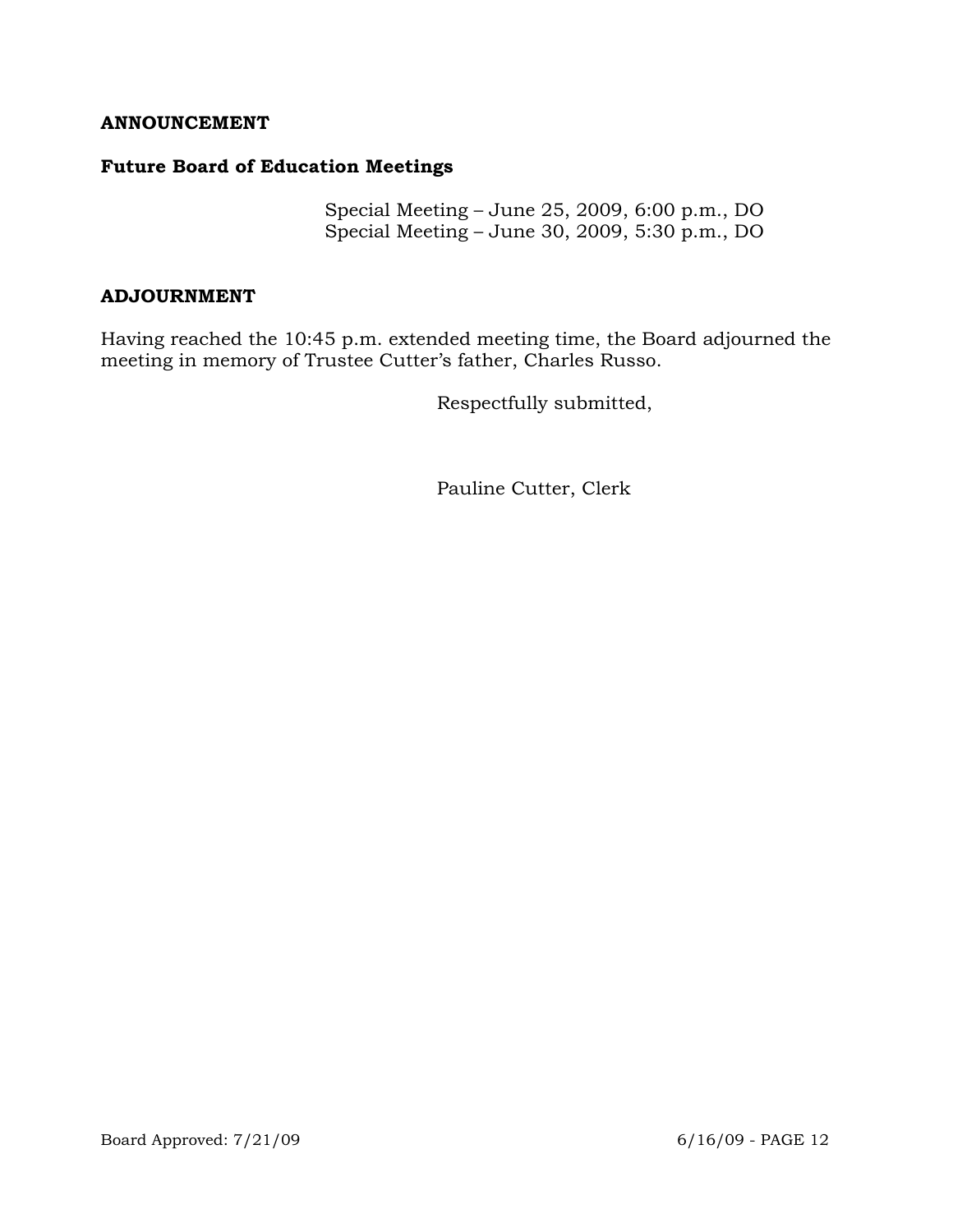**ANNOUNCEMENT**

**Future Board of Education Meetings**

Special Meeting – June 25, 2009, 6:00 p.m., DO
Special Meeting – June 30, 2009, 5:30 p.m., DO

**ADJOURNMENT**

Having reached the 10:45 p.m. extended meeting time, the Board adjourned the meeting in memory of Trustee Cutter's father, Charles Russo.

Respectfully submitted,

Pauline Cutter, Clerk

Board Approved: 7/21/09 6/16/09 - PAGE 12